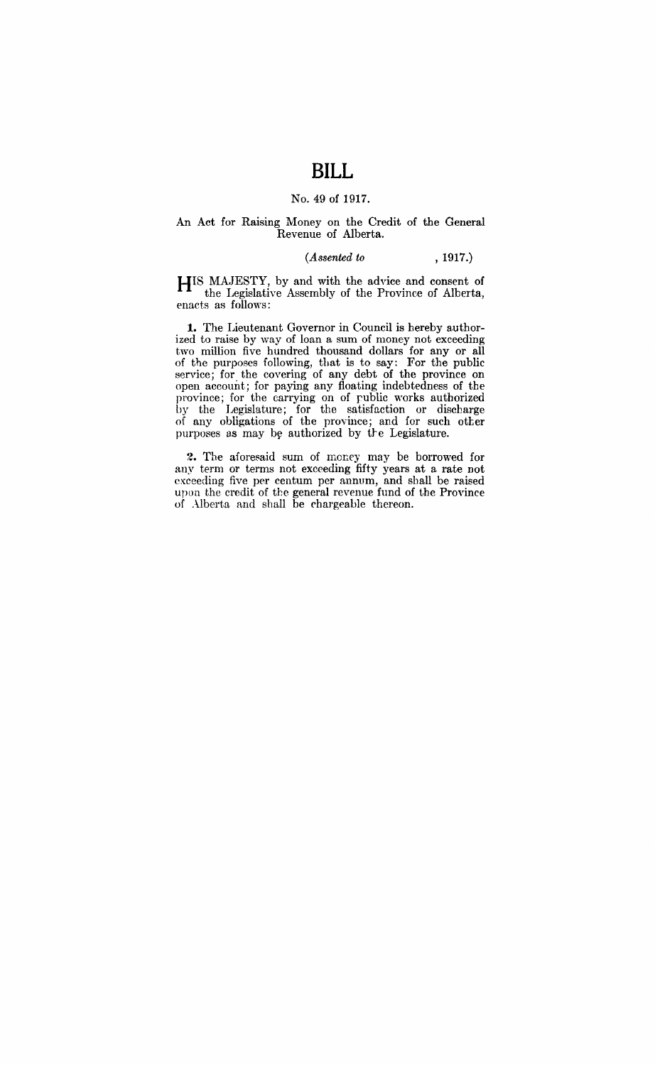# BILL

No. 49 of 1917.

An Act for Raising Money on the Credit of the General Revenue of Alberta.

*(Assented to , 1917.)*

HIS MAJESTY, by and with the advice and consent of the Legislative Assembly of the Province of Alberta, enacts as follows:

**1.** The Lieutenant Governor in Council is hereby authorized to raise by way of loan a sum of money not exceeding two million five hundred thousand dollars for any or all of the purposes following, that is to say: For the public service; for the covering of any debt of the province on open account; for paying any floating indebtedness of the province; for the carrying on of public works authorized by the Legislature; for the satisfaction or discharge of any obligations of the province; and for such other purposes as may be authorized by the Legislature.

**2.** The aforesaid sum of money may be borrowed for any term or terms not exceeding fifty years at a rate not exceeding five per centum per annum, and shall be raised upon the credit of the general revenue fund of the Province of Alberta and shall be chargeable thereon.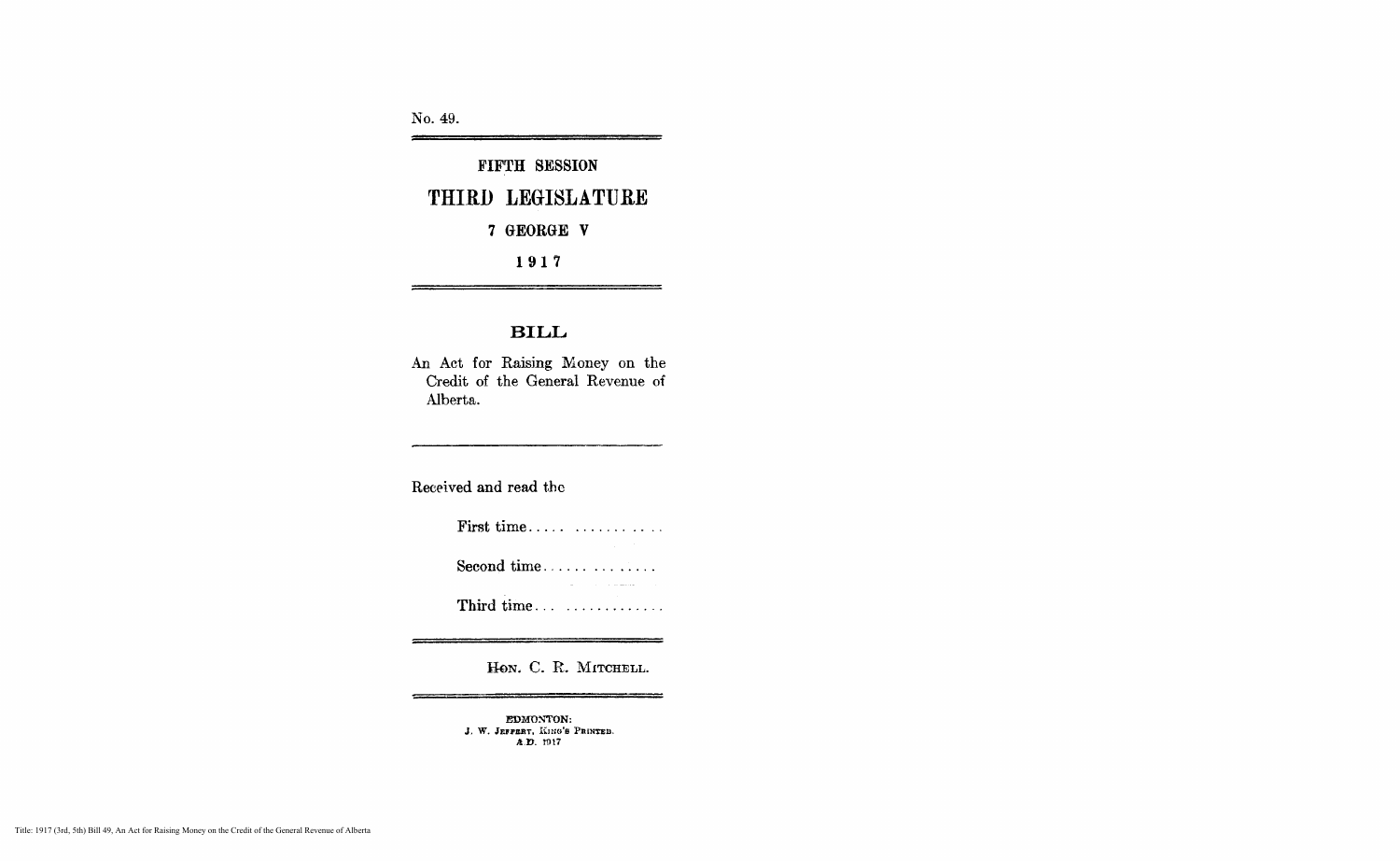No. 49.

FIFTH SESSION

# THIRD LEGISLATURE

7 GEORGE V

1917

## BILL

An Act for Raising Money on the Credit of the General Revenue of Alberta.

Received and read the

First time.....

Second time.....

Third time.....

HON. C. R. MITCHELL.

EDMONTON:
J. W. JEFFERY, KING'S PRINTER.
A.D. 1917

Title: 1917 (3rd, 5th) Bill 49, An Act for Raising Money on the Credit of the General Revenue of Alberta